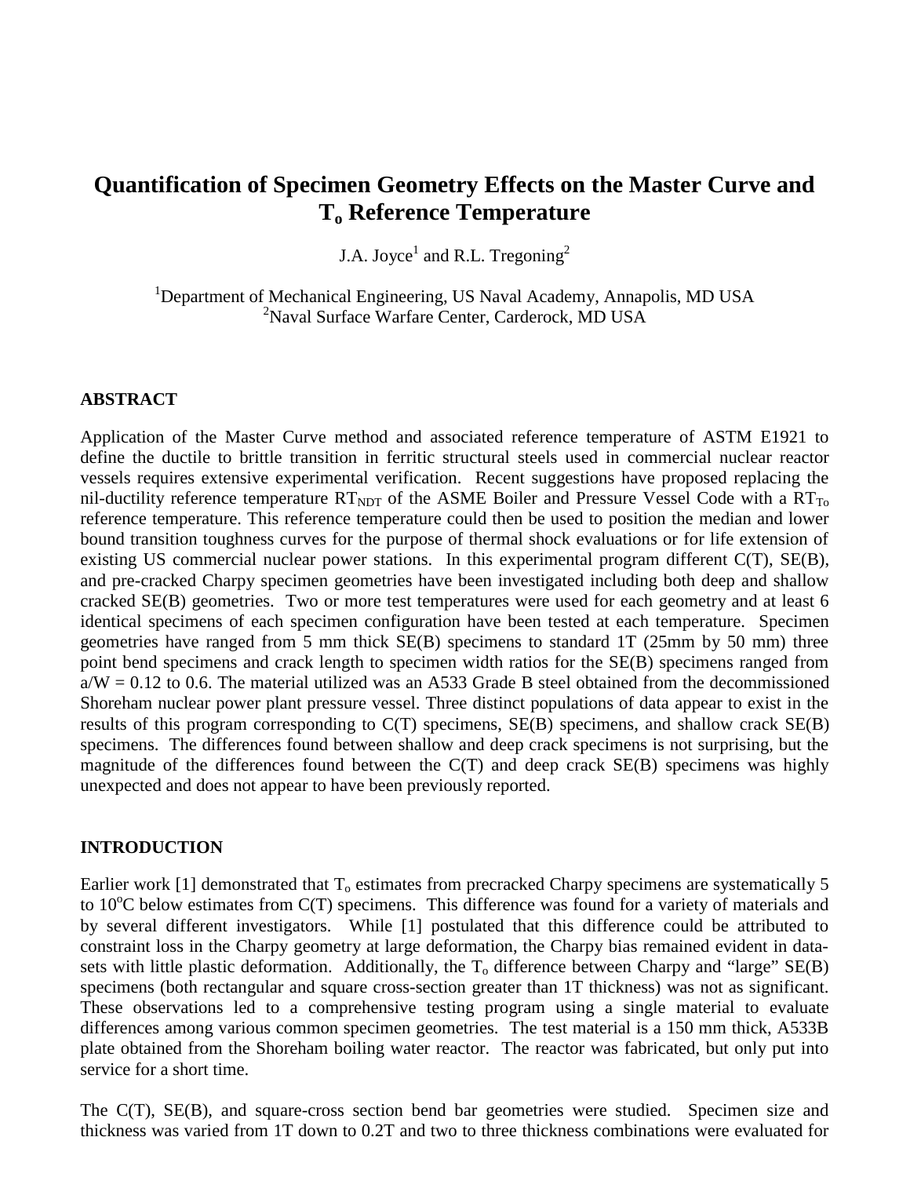# Quantification of Specimen Geometry Effects on the Master Curve and $T_o$ Reference Temperature

J.A. Joyce[1] and R.L. Tregoning[2]

[1]Department of Mechanical Engineering, US Naval Academy, Annapolis, MD USA
[2]Naval Surface Warfare Center, Carderock, MD USA

## ABSTRACT

Application of the Master Curve method and associated reference temperature of ASTM E1921 to define the ductile to brittle transition in ferritic structural steels used in commercial nuclear reactor vessels requires extensive experimental verification. Recent suggestions have proposed replacing the nil-ductility reference temperature $RT_{NDT}$ of the ASME Boiler and Pressure Vessel Code with a $RT_{To}$ reference temperature. This reference temperature could then be used to position the median and lower bound transition toughness curves for the purpose of thermal shock evaluations or for life extension of existing US commercial nuclear power stations. In this experimental program different C(T), SE(B), and pre-cracked Charpy specimen geometries have been investigated including both deep and shallow cracked SE(B) geometries. Two or more test temperatures were used for each geometry and at least 6 identical specimens of each specimen configuration have been tested at each temperature. Specimen geometries have ranged from 5 mm thick SE(B) specimens to standard 1T (25mm by 50 mm) three point bend specimens and crack length to specimen width ratios for the SE(B) specimens ranged from a/W = 0.12 to 0.6. The material utilized was an A533 Grade B steel obtained from the decommissioned Shoreham nuclear power plant pressure vessel. Three distinct populations of data appear to exist in the results of this program corresponding to C(T) specimens, SE(B) specimens, and shallow crack SE(B) specimens. The differences found between shallow and deep crack specimens is not surprising, but the magnitude of the differences found between the C(T) and deep crack SE(B) specimens was highly unexpected and does not appear to have been previously reported.

## INTRODUCTION

Earlier work [1] demonstrated that $T_o$ estimates from precracked Charpy specimens are systematically 5 to 10°C below estimates from C(T) specimens. This difference was found for a variety of materials and by several different investigators. While [1] postulated that this difference could be attributed to constraint loss in the Charpy geometry at large deformation, the Charpy bias remained evident in data-sets with little plastic deformation. Additionally, the $T_o$ difference between Charpy and "large" SE(B) specimens (both rectangular and square cross-section greater than 1T thickness) was not as significant. These observations led to a comprehensive testing program using a single material to evaluate differences among various common specimen geometries. The test material is a 150 mm thick, A533B plate obtained from the Shoreham boiling water reactor. The reactor was fabricated, but only put into service for a short time.

The C(T), SE(B), and square-cross section bend bar geometries were studied. Specimen size and thickness was varied from 1T down to 0.2T and two to three thickness combinations were evaluated for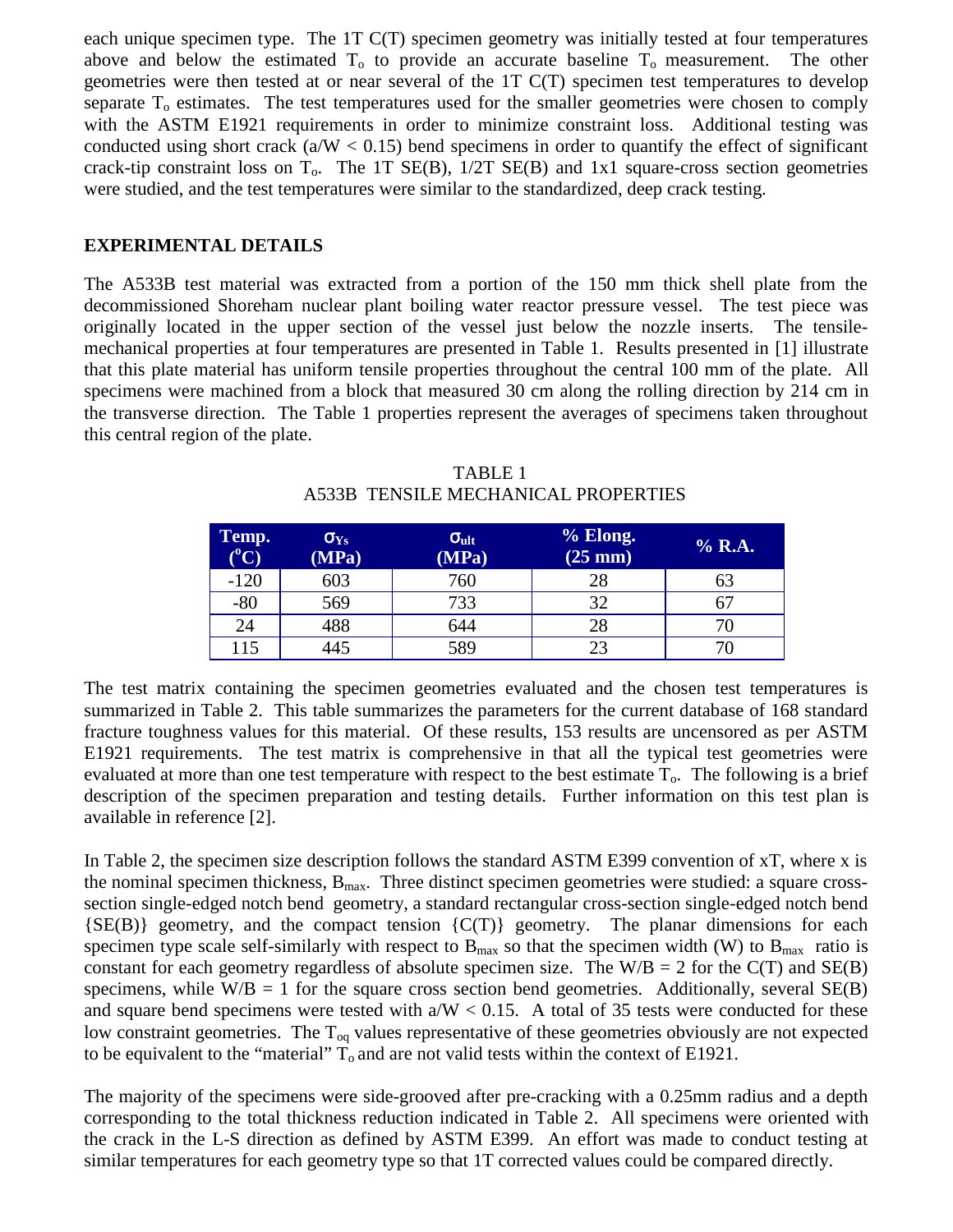each unique specimen type. The 1T C(T) specimen geometry was initially tested at four temperatures above and below the estimated $T_o$ to provide an accurate baseline $T_o$ measurement. The other geometries were then tested at or near several of the 1T C(T) specimen test temperatures to develop separate $T_o$ estimates. The test temperatures used for the smaller geometries were chosen to comply with the ASTM E1921 requirements in order to minimize constraint loss. Additional testing was conducted using short crack ($a/W < 0.15$) bend specimens in order to quantify the effect of significant crack-tip constraint loss on $T_o$. The 1T SE(B), 1/2T SE(B) and 1x1 square-cross section geometries were studied, and the test temperatures were similar to the standardized, deep crack testing.

## EXPERIMENTAL DETAILS

The A533B test material was extracted from a portion of the 150 mm thick shell plate from the decommissioned Shoreham nuclear plant boiling water reactor pressure vessel. The test piece was originally located in the upper section of the vessel just below the nozzle inserts. The tensile-mechanical properties at four temperatures are presented in Table 1. Results presented in [1] illustrate that this plate material has uniform tensile properties throughout the central 100 mm of the plate. All specimens were machined from a block that measured 30 cm along the rolling direction by 214 cm in the transverse direction. The Table 1 properties represent the averages of specimens taken throughout this central region of the plate.

TABLE 1
A533B TENSILE MECHANICAL PROPERTIES

| Temp. ($^o$C) | $\sigma_{Ys}$ (MPa) | $\sigma_{ult}$ (MPa) | % Elong. (25 mm) | % R.A. |
|---|---|---|---|---|
| -120 | 603 | 760 | 28 | 63 |
| -80 | 569 | 733 | 32 | 67 |
| 24 | 488 | 644 | 28 | 70 |
| 115 | 445 | 589 | 23 | 70 |

The test matrix containing the specimen geometries evaluated and the chosen test temperatures is summarized in Table 2. This table summarizes the parameters for the current database of 168 standard fracture toughness values for this material. Of these results, 153 results are uncensored as per ASTM E1921 requirements. The test matrix is comprehensive in that all the typical test geometries were evaluated at more than one test temperature with respect to the best estimate $T_o$. The following is a brief description of the specimen preparation and testing details. Further information on this test plan is available in reference [2].

In Table 2, the specimen size description follows the standard ASTM E399 convention of xT, where x is the nominal specimen thickness, $B_{max}$. Three distinct specimen geometries were studied: a square cross-section single-edged notch bend geometry, a standard rectangular cross-section single-edged notch bend {SE(B)} geometry, and the compact tension {C(T)} geometry. The planar dimensions for each specimen type scale self-similarly with respect to $B_{max}$ so that the specimen width (W) to $B_{max}$ ratio is constant for each geometry regardless of absolute specimen size. The $W/B = 2$ for the C(T) and SE(B) specimens, while $W/B = 1$ for the square cross section bend geometries. Additionally, several SE(B) and square bend specimens were tested with $a/W < 0.15$. A total of 35 tests were conducted for these low constraint geometries. The $T_{oq}$ values representative of these geometries obviously are not expected to be equivalent to the "material" $T_o$ and are not valid tests within the context of E1921.

The majority of the specimens were side-grooved after pre-cracking with a 0.25mm radius and a depth corresponding to the total thickness reduction indicated in Table 2. All specimens were oriented with the crack in the L-S direction as defined by ASTM E399. An effort was made to conduct testing at similar temperatures for each geometry type so that 1T corrected values could be compared directly.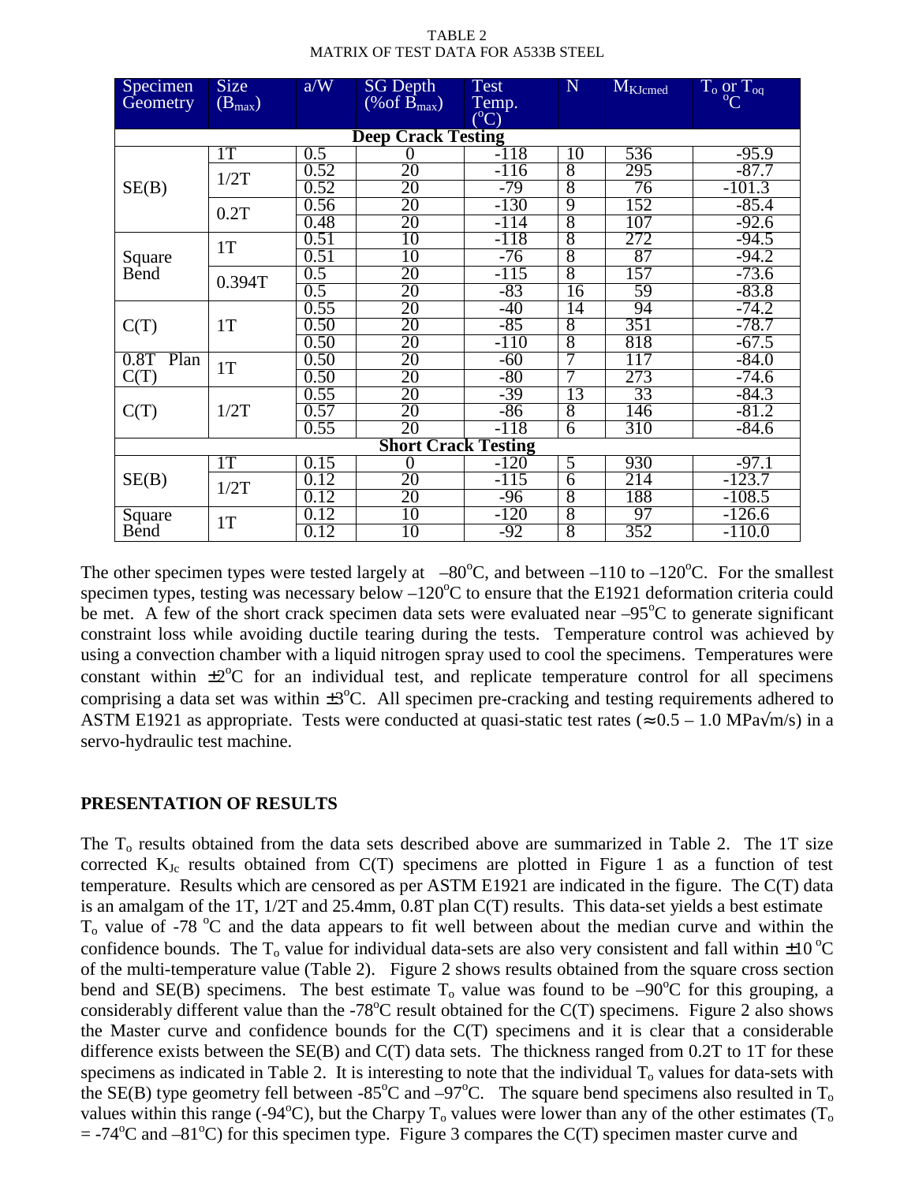TABLE 2
MATRIX OF TEST DATA FOR A533B STEEL

| Specimen Geometry | Size ($B_{max}$) | a/W | SG Depth (%of $B_{max}$) | Test Temp. (°C) | N | $M_{KJcmed}$ | $T_o$ or $T_{oq}$ °C |
|---|---|---|---|---|---|---|---|
| **Deep Crack Testing** | | | | | | | |
| SE(B) | 1T | 0.5 | 0 | -118 | 10 | 536 | -95.9 |
| | 1/2T | 0.52 | 20 | -116 | 8 | 295 | -87.7 |
| | | 0.52 | 20 | -79 | 8 | 76 | -101.3 |
| | 0.2T | 0.56 | 20 | -130 | 9 | 152 | -85.4 |
| | | 0.48 | 20 | -114 | 8 | 107 | -92.6 |
| Square Bend | 1T | 0.51 | 10 | -118 | 8 | 272 | -94.5 |
| | | 0.51 | 10 | -76 | 8 | 87 | -94.2 |
| | 0.394T | 0.5 | 20 | -115 | 8 | 157 | -73.6 |
| | | 0.5 | 20 | -83 | 16 | 59 | -83.8 |
| C(T) | 1T | 0.55 | 20 | -40 | 14 | 94 | -74.2 |
| | | 0.50 | 20 | -85 | 8 | 351 | -78.7 |
| | | 0.50 | 20 | -110 | 8 | 818 | -67.5 |
| 0.8T Plan C(T) | 1T | 0.50 | 20 | -60 | 7 | 117 | -84.0 |
| | | 0.50 | 20 | -80 | 7 | 273 | -74.6 |
| C(T) | 1/2T | 0.55 | 20 | -39 | 13 | 33 | -84.3 |
| | | 0.57 | 20 | -86 | 8 | 146 | -81.2 |
| | | 0.55 | 20 | -118 | 6 | 310 | -84.6 |
| **Short Crack Testing** | | | | | | | |
| SE(B) | 1T | 0.15 | 0 | -120 | 5 | 930 | -97.1 |
| | 1/2T | 0.12 | 20 | -115 | 6 | 214 | -123.7 |
| | | 0.12 | 20 | -96 | 8 | 188 | -108.5 |
| Square Bend | 1T | 0.12 | 10 | -120 | 8 | 97 | -126.6 |
| | | 0.12 | 10 | -92 | 8 | 352 | -110.0 |

The other specimen types were tested largely at –80°C, and between –110 to –120°C. For the smallest specimen types, testing was necessary below –120°C to ensure that the E1921 deformation criteria could be met. A few of the short crack specimen data sets were evaluated near –95°C to generate significant constraint loss while avoiding ductile tearing during the tests. Temperature control was achieved by using a convection chamber with a liquid nitrogen spray used to cool the specimens. Temperatures were constant within ±2°C for an individual test, and replicate temperature control for all specimens comprising a data set was within ±3°C. All specimen pre-cracking and testing requirements adhered to ASTM E1921 as appropriate. Tests were conducted at quasi-static test rates (≈ 0.5 – 1.0 MPa√m/s) in a servo-hydraulic test machine.

## PRESENTATION OF RESULTS

The $T_o$ results obtained from the data sets described above are summarized in Table 2. The 1T size corrected $K_{Jc}$ results obtained from C(T) specimens are plotted in Figure 1 as a function of test temperature. Results which are censored as per ASTM E1921 are indicated in the figure. The C(T) data is an amalgam of the 1T, 1/2T and 25.4mm, 0.8T plan C(T) results. This data-set yields a best estimate $T_o$ value of -78 °C and the data appears to fit well between about the median curve and within the confidence bounds. The $T_o$ value for individual data-sets are also very consistent and fall within ±10 °C of the multi-temperature value (Table 2). Figure 2 shows results obtained from the square cross section bend and SE(B) specimens. The best estimate $T_o$ value was found to be –90°C for this grouping, a considerably different value than the -78°C result obtained for the C(T) specimens. Figure 2 also shows the Master curve and confidence bounds for the C(T) specimens and it is clear that a considerable difference exists between the SE(B) and C(T) data sets. The thickness ranged from 0.2T to 1T for these specimens as indicated in Table 2. It is interesting to note that the individual $T_o$ values for data-sets with the SE(B) type geometry fell between -85°C and –97°C. The square bend specimens also resulted in $T_o$ values within this range (-94°C), but the Charpy $T_o$ values were lower than any of the other estimates ($T_o$ = -74°C and –81°C) for this specimen type. Figure 3 compares the C(T) specimen master curve and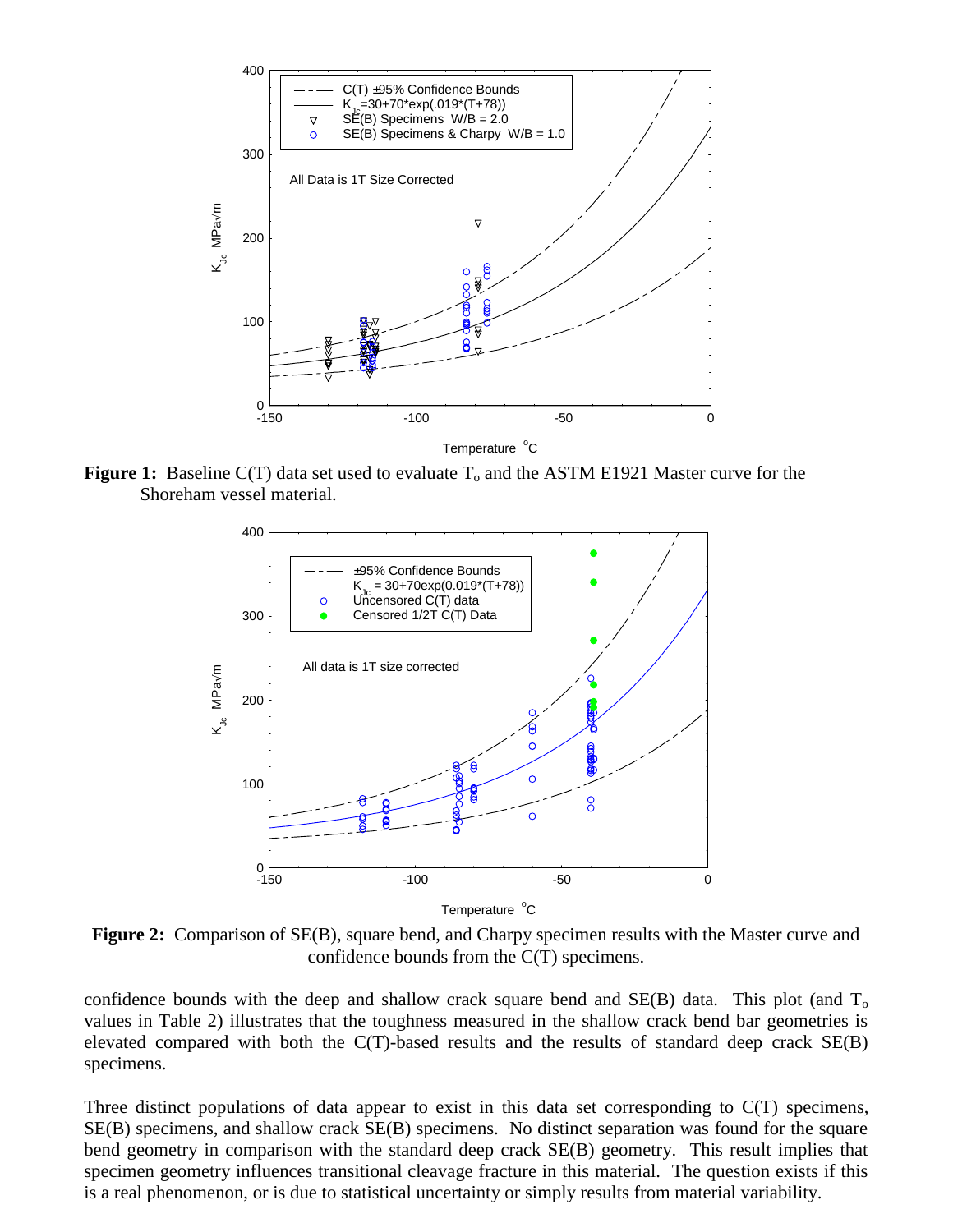**Figure 1:** Baseline C(T) data set used to evaluate $T_o$ and the ASTM E1921 Master curve for the Shoreham vessel material.

**Figure 2:** Comparison of SE(B), square bend, and Charpy specimen results with the Master curve and confidence bounds from the C(T) specimens.

confidence bounds with the deep and shallow crack square bend and SE(B) data. This plot (and $T_o$ values in Table 2) illustrates that the toughness measured in the shallow crack bend bar geometries is elevated compared with both the C(T)-based results and the results of standard deep crack SE(B) specimens.

Three distinct populations of data appear to exist in this data set corresponding to C(T) specimens, SE(B) specimens, and shallow crack SE(B) specimens. No distinct separation was found for the square bend geometry in comparison with the standard deep crack SE(B) geometry. This result implies that specimen geometry influences transitional cleavage fracture in this material. The question exists if this is a real phenomenon, or is due to statistical uncertainty or simply results from material variability.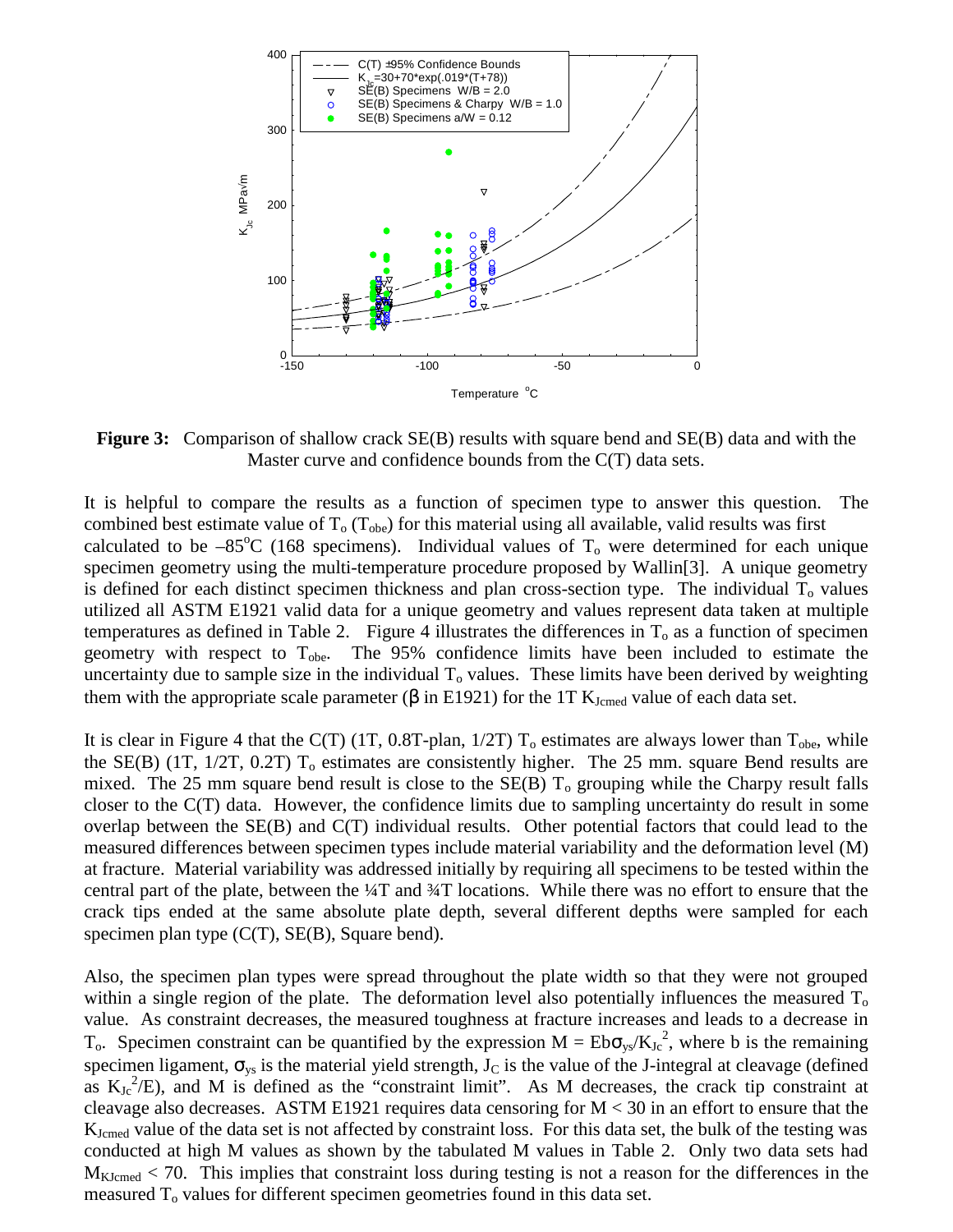**Figure 3:** Comparison of shallow crack SE(B) results with square bend and SE(B) data and with the Master curve and confidence bounds from the C(T) data sets.

It is helpful to compare the results as a function of specimen type to answer this question. The combined best estimate value of $T_o$ ($T_{obe}$) for this material using all available, valid results was first calculated to be –85°C (168 specimens). Individual values of $T_o$ were determined for each unique specimen geometry using the multi-temperature procedure proposed by Wallin[3]. A unique geometry is defined for each distinct specimen thickness and plan cross-section type. The individual $T_o$ values utilized all ASTM E1921 valid data for a unique geometry and values represent data taken at multiple temperatures as defined in Table 2. Figure 4 illustrates the differences in $T_o$ as a function of specimen geometry with respect to $T_{obe}$. The 95% confidence limits have been included to estimate the uncertainty due to sample size in the individual $T_o$ values. These limits have been derived by weighting them with the appropriate scale parameter (β in E1921) for the 1T $K_{Jcmed}$ value of each data set.

It is clear in Figure 4 that the C(T) (1T, 0.8T-plan, 1/2T) $T_o$ estimates are always lower than $T_{obe}$, while the SE(B) (1T, 1/2T, 0.2T) $T_o$ estimates are consistently higher. The 25 mm. square Bend results are mixed. The 25 mm square bend result is close to the SE(B) $T_o$ grouping while the Charpy result falls closer to the C(T) data. However, the confidence limits due to sampling uncertainty do result in some overlap between the SE(B) and C(T) individual results. Other potential factors that could lead to the measured differences between specimen types include material variability and the deformation level (M) at fracture. Material variability was addressed initially by requiring all specimens to be tested within the central part of the plate, between the ¼T and ¾T locations. While there was no effort to ensure that the crack tips ended at the same absolute plate depth, several different depths were sampled for each specimen plan type (C(T), SE(B), Square bend).

Also, the specimen plan types were spread throughout the plate width so that they were not grouped within a single region of the plate. The deformation level also potentially influences the measured $T_o$ value. As constraint decreases, the measured toughness at fracture increases and leads to a decrease in $T_o$. Specimen constraint can be quantified by the expression $M = Eb\sigma_{ys}/K_{Jc}^2$, where b is the remaining specimen ligament, $\sigma_{ys}$ is the material yield strength, $J_C$ is the value of the J-integral at cleavage (defined as $K_{Jc}^2/E$), and M is defined as the "constraint limit". As M decreases, the crack tip constraint at cleavage also decreases. ASTM E1921 requires data censoring for $M < 30$ in an effort to ensure that the $K_{Jcmed}$ value of the data set is not affected by constraint loss. For this data set, the bulk of the testing was conducted at high M values as shown by the tabulated M values in Table 2. Only two data sets had $M_{KJcmed} < 70$. This implies that constraint loss during testing is not a reason for the differences in the measured $T_o$ values for different specimen geometries found in this data set.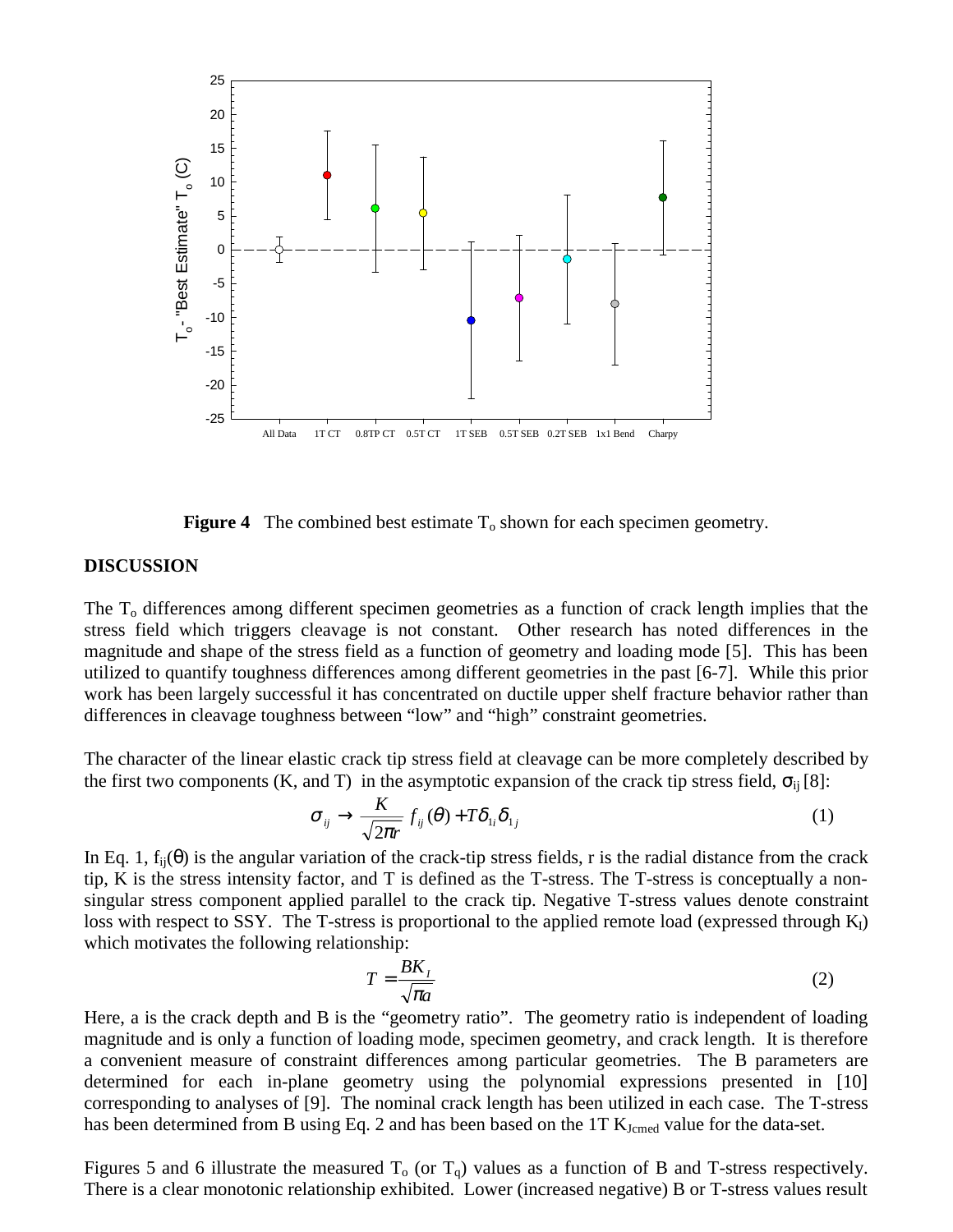**Figure 4** The combined best estimate $T_o$ shown for each specimen geometry.

## DISCUSSION

The $T_o$ differences among different specimen geometries as a function of crack length implies that the stress field which triggers cleavage is not constant. Other research has noted differences in the magnitude and shape of the stress field as a function of geometry and loading mode [5]. This has been utilized to quantify toughness differences among different geometries in the past [6-7]. While this prior work has been largely successful it has concentrated on ductile upper shelf fracture behavior rather than differences in cleavage toughness between "low" and "high" constraint geometries.

The character of the linear elastic crack tip stress field at cleavage can be more completely described by the first two components (K, and T) in the asymptotic expansion of the crack tip stress field, $\sigma_{ij}$ [8]:

$$\sigma_{ij} \rightarrow \frac{K}{\sqrt{2\pi r}} f_{ij}(\theta) + T\delta_{1i}\delta_{1j} \qquad (1)$$

In Eq. 1, $f_{ij}(\theta)$ is the angular variation of the crack-tip stress fields, r is the radial distance from the crack tip, K is the stress intensity factor, and T is defined as the T-stress. The T-stress is conceptually a non-singular stress component applied parallel to the crack tip. Negative T-stress values denote constraint loss with respect to SSY. The T-stress is proportional to the applied remote load (expressed through $K_I$) which motivates the following relationship:

$$T = \frac{BK_I}{\sqrt{\pi a}} \qquad (2)$$

Here, a is the crack depth and B is the "geometry ratio". The geometry ratio is independent of loading magnitude and is only a function of loading mode, specimen geometry, and crack length. It is therefore a convenient measure of constraint differences among particular geometries. The B parameters are determined for each in-plane geometry using the polynomial expressions presented in [10] corresponding to analyses of [9]. The nominal crack length has been utilized in each case. The T-stress has been determined from B using Eq. 2 and has been based on the 1T $K_{Jcmed}$ value for the data-set.

Figures 5 and 6 illustrate the measured $T_o$ (or $T_q$) values as a function of B and T-stress respectively. There is a clear monotonic relationship exhibited. Lower (increased negative) B or T-stress values result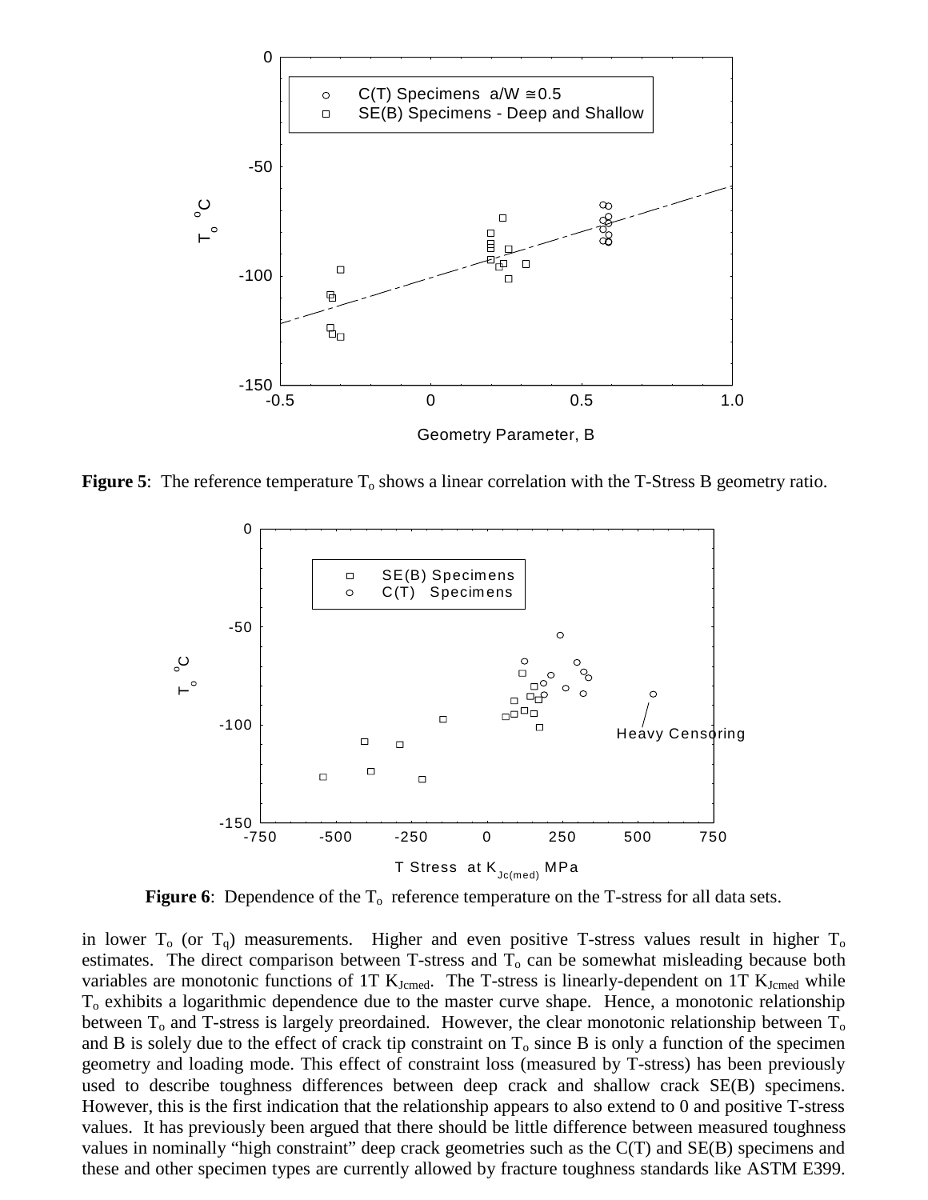**Figure 5**: The reference temperature $T_o$ shows a linear correlation with the T-Stress B geometry ratio.

**Figure 6**: Dependence of the $T_o$ reference temperature on the T-stress for all data sets.

in lower $T_o$ (or $T_q$) measurements. Higher and even positive T-stress values result in higher $T_o$ estimates. The direct comparison between T-stress and $T_o$ can be somewhat misleading because both variables are monotonic functions of 1T $K_{Jcmed}$. The T-stress is linearly-dependent on 1T $K_{Jcmed}$ while $T_o$ exhibits a logarithmic dependence due to the master curve shape. Hence, a monotonic relationship between $T_o$ and T-stress is largely preordained. However, the clear monotonic relationship between $T_o$ and B is solely due to the effect of crack tip constraint on $T_o$ since B is only a function of the specimen geometry and loading mode. This effect of constraint loss (measured by T-stress) has been previously used to describe toughness differences between deep crack and shallow crack SE(B) specimens. However, this is the first indication that the relationship appears to also extend to 0 and positive T-stress values. It has previously been argued that there should be little difference between measured toughness values in nominally "high constraint" deep crack geometries such as the C(T) and SE(B) specimens and these and other specimen types are currently allowed by fracture toughness standards like ASTM E399.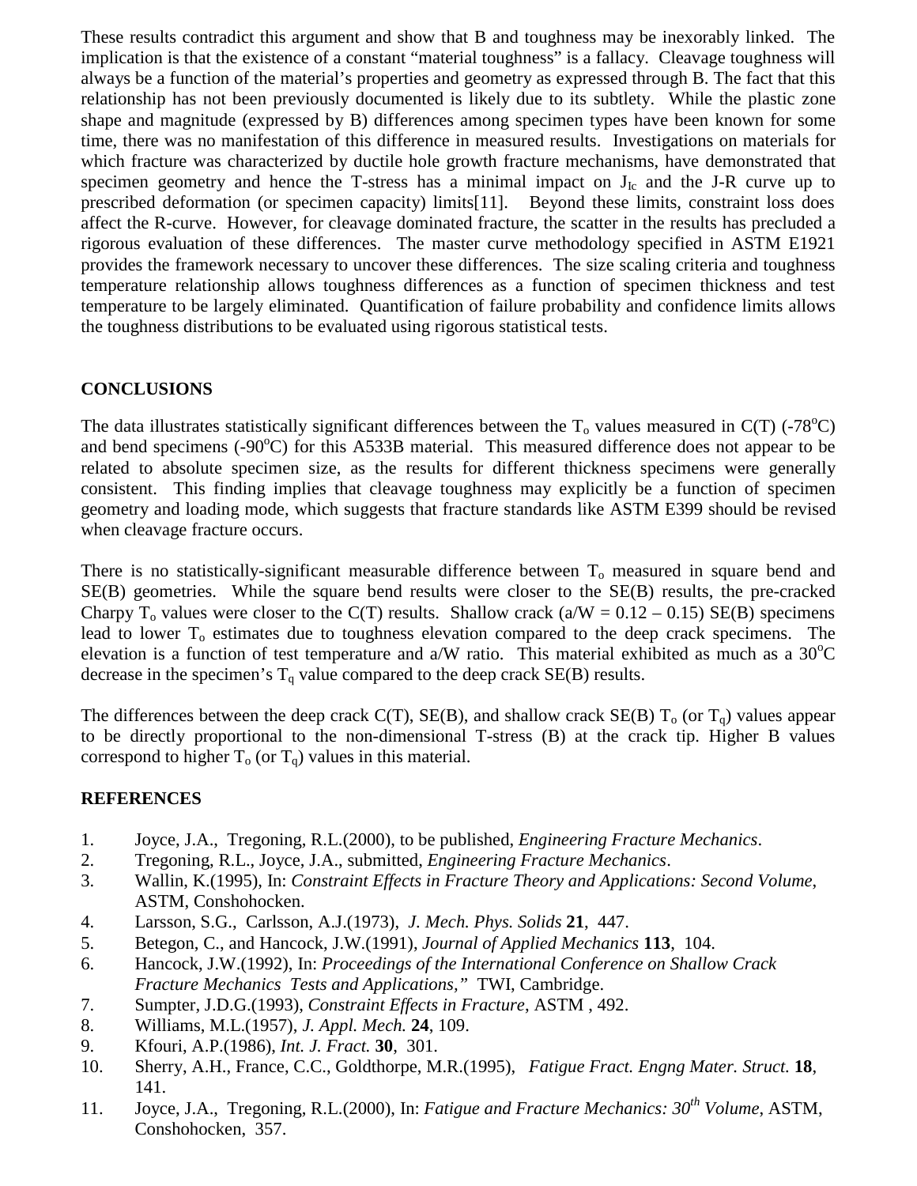These results contradict this argument and show that B and toughness may be inexorably linked. The implication is that the existence of a constant "material toughness" is a fallacy. Cleavage toughness will always be a function of the material's properties and geometry as expressed through B. The fact that this relationship has not been previously documented is likely due to its subtlety. While the plastic zone shape and magnitude (expressed by B) differences among specimen types have been known for some time, there was no manifestation of this difference in measured results. Investigations on materials for which fracture was characterized by ductile hole growth fracture mechanisms, have demonstrated that specimen geometry and hence the T-stress has a minimal impact on $J_{Ic}$ and the J-R curve up to prescribed deformation (or specimen capacity) limits[11]. Beyond these limits, constraint loss does affect the R-curve. However, for cleavage dominated fracture, the scatter in the results has precluded a rigorous evaluation of these differences. The master curve methodology specified in ASTM E1921 provides the framework necessary to uncover these differences. The size scaling criteria and toughness temperature relationship allows toughness differences as a function of specimen thickness and test temperature to be largely eliminated. Quantification of failure probability and confidence limits allows the toughness distributions to be evaluated using rigorous statistical tests.

## CONCLUSIONS

The data illustrates statistically significant differences between the $T_o$ values measured in C(T) (-78°C) and bend specimens (-90°C) for this A533B material. This measured difference does not appear to be related to absolute specimen size, as the results for different thickness specimens were generally consistent. This finding implies that cleavage toughness may explicitly be a function of specimen geometry and loading mode, which suggests that fracture standards like ASTM E399 should be revised when cleavage fracture occurs.

There is no statistically-significant measurable difference between $T_o$ measured in square bend and SE(B) geometries. While the square bend results were closer to the SE(B) results, the pre-cracked Charpy $T_o$ values were closer to the C(T) results. Shallow crack (a/W = 0.12 – 0.15) SE(B) specimens lead to lower $T_o$ estimates due to toughness elevation compared to the deep crack specimens. The elevation is a function of test temperature and a/W ratio. This material exhibited as much as a 30°C decrease in the specimen's $T_q$ value compared to the deep crack SE(B) results.

The differences between the deep crack C(T), SE(B), and shallow crack SE(B) $T_o$ (or $T_q$) values appear to be directly proportional to the non-dimensional T-stress (B) at the crack tip. Higher B values correspond to higher $T_o$ (or $T_q$) values in this material.

## REFERENCES

1. Joyce, J.A., Tregoning, R.L.(2000), to be published, *Engineering Fracture Mechanics*.
2. Tregoning, R.L., Joyce, J.A., submitted, *Engineering Fracture Mechanics*.
3. Wallin, K.(1995), In: *Constraint Effects in Fracture Theory and Applications: Second Volume*, ASTM, Conshohocken.
4. Larsson, S.G., Carlsson, A.J.(1973), *J. Mech. Phys. Solids* **21**, 447.
5. Betegon, C., and Hancock, J.W.(1991), *Journal of Applied Mechanics* **113**, 104.
6. Hancock, J.W.(1992), In: *Proceedings of the International Conference on Shallow Crack Fracture Mechanics Tests and Applications,"* TWI, Cambridge.
7. Sumpter, J.D.G.(1993), *Constraint Effects in Fracture*, ASTM , 492.
8. Williams, M.L.(1957), *J. Appl. Mech.* **24**, 109.
9. Kfouri, A.P.(1986), *Int. J. Fract.* **30**, 301.
10. Sherry, A.H., France, C.C., Goldthorpe, M.R.(1995), *Fatigue Fract. Engng Mater. Struct.* **18**, 141.
11. Joyce, J.A., Tregoning, R.L.(2000), In: *Fatigue and Fracture Mechanics: 30th Volume*, ASTM, Conshohocken, 357.